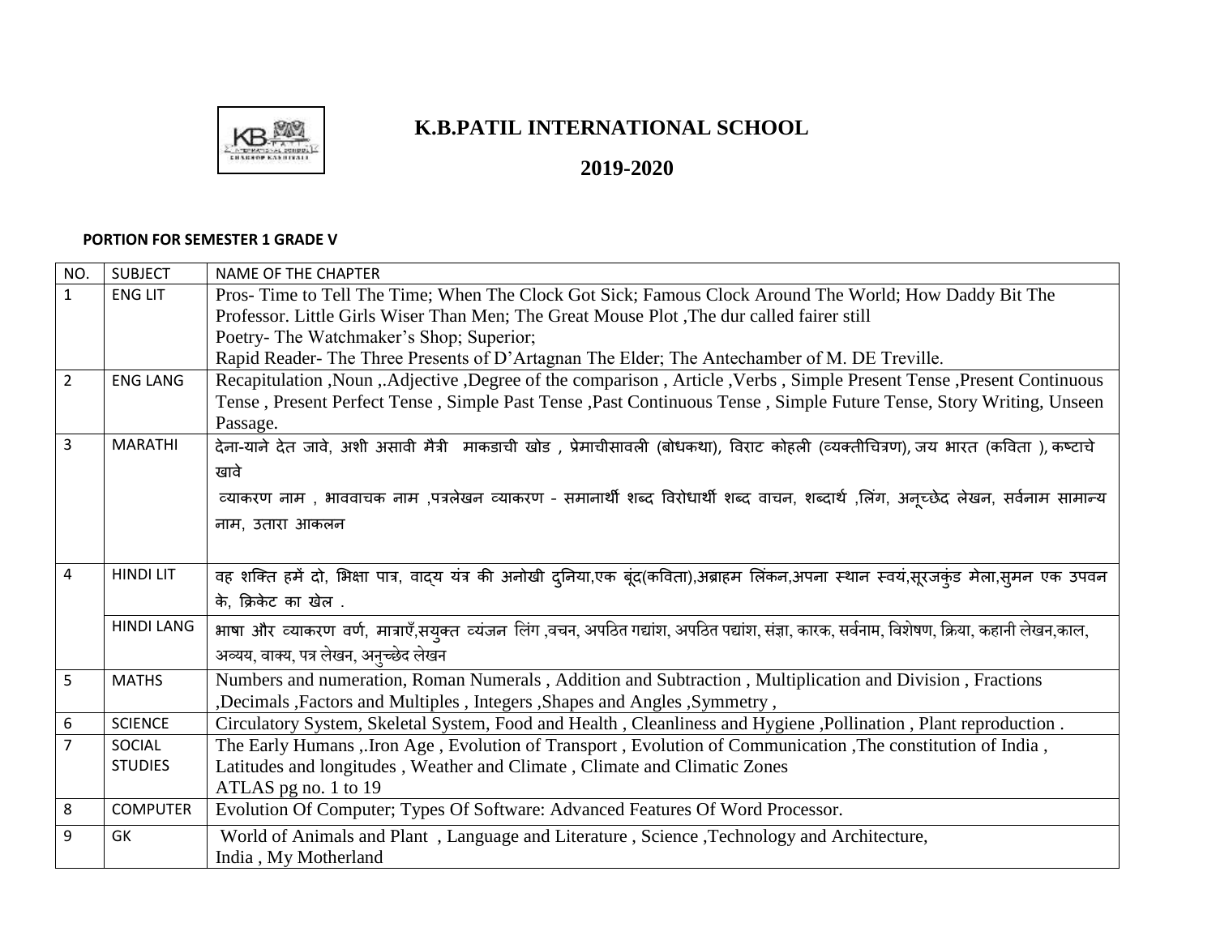# K.B.PATIL INTERNATIONAL SCHOOL

## 2019-2020

**PORTION FOR SEMESTER 1 GRADE V**

| NO. | SUBJECT | NAME OF THE CHAPTER |
|---|---|---|
| 1 | ENG LIT | Pros- Time to Tell The Time; When The Clock Got Sick; Famous Clock Around The World; How Daddy Bit The Professor. Little Girls Wiser Than Men; The Great Mouse Plot ,The dur called fairer still<br>Poetry- The Watchmaker's Shop; Superior;<br>Rapid Reader- The Three Presents of D'Artagnan The Elder; The Antechamber of M. DE Treville. |
| 2 | ENG LANG | Recapitulation ,Noun ,.Adjective ,Degree of the comparison , Article ,Verbs , Simple Present Tense ,Present Continuous Tense , Present Perfect Tense , Simple Past Tense ,Past Continuous Tense , Simple Future Tense, Story Writing, Unseen Passage. |
| 3 | MARATHI | देना-याने देत जावे, अशी असावी मैत्री माकडाची खोड , प्रेमाचीसावली (बोधकथा), विराट कोहली (व्यक्तीचित्रण), जय भारत (कविता ), कष्टाचे खावे<br>व्याकरण नाम , भाववाचक नाम ,पत्रलेखन व्याकरण - समानार्थी शब्द विरोधार्थी शब्द वाचन, शब्दार्थ ,लिंग, अनूच्छेद लेखन, सर्वनाम सामान्य नाम, उतारा आकलन |
| 4 | HINDI LIT | वह शक्ति हमें दो, भिक्षा पात्र, वाद्य यंत्र की अनोखी दुनिया,एक बूंद(कविता),अब्राहम लिंकन,अपना स्थान स्वयं,सूरजकुंड मेला,सुमन एक उपवन के, क्रिकेट का खेल . |
| | HINDI LANG | भाषा और व्याकरण वर्ण, मात्राएँ,सयुक्त व्यंजन लिंग ,वचन, अपठित गद्यांश, अपठित पद्यांश, संज्ञा, कारक, सर्वनाम, विशेषण, क्रिया, कहानी लेखन,काल, अव्यय, वाक्य, पत्र लेखन, अनुच्छेद लेखन |
| 5 | MATHS | Numbers and numeration, Roman Numerals , Addition and Subtraction , Multiplication and Division , Fractions ,Decimals ,Factors and Multiples , Integers ,Shapes and Angles ,Symmetry , |
| 6 | SCIENCE | Circulatory System, Skeletal System, Food and Health , Cleanliness and Hygiene ,Pollination , Plant reproduction . |
| 7 | SOCIAL STUDIES | The Early Humans ,.Iron Age , Evolution of Transport , Evolution of Communication ,The constitution of India , Latitudes and longitudes , Weather and Climate , Climate and Climatic Zones<br>ATLAS pg no. 1 to 19 |
| 8 | COMPUTER | Evolution Of Computer; Types Of Software: Advanced Features Of Word Processor. |
| 9 | GK | World of Animals and Plant , Language and Literature , Science ,Technology and Architecture, India , My Motherland |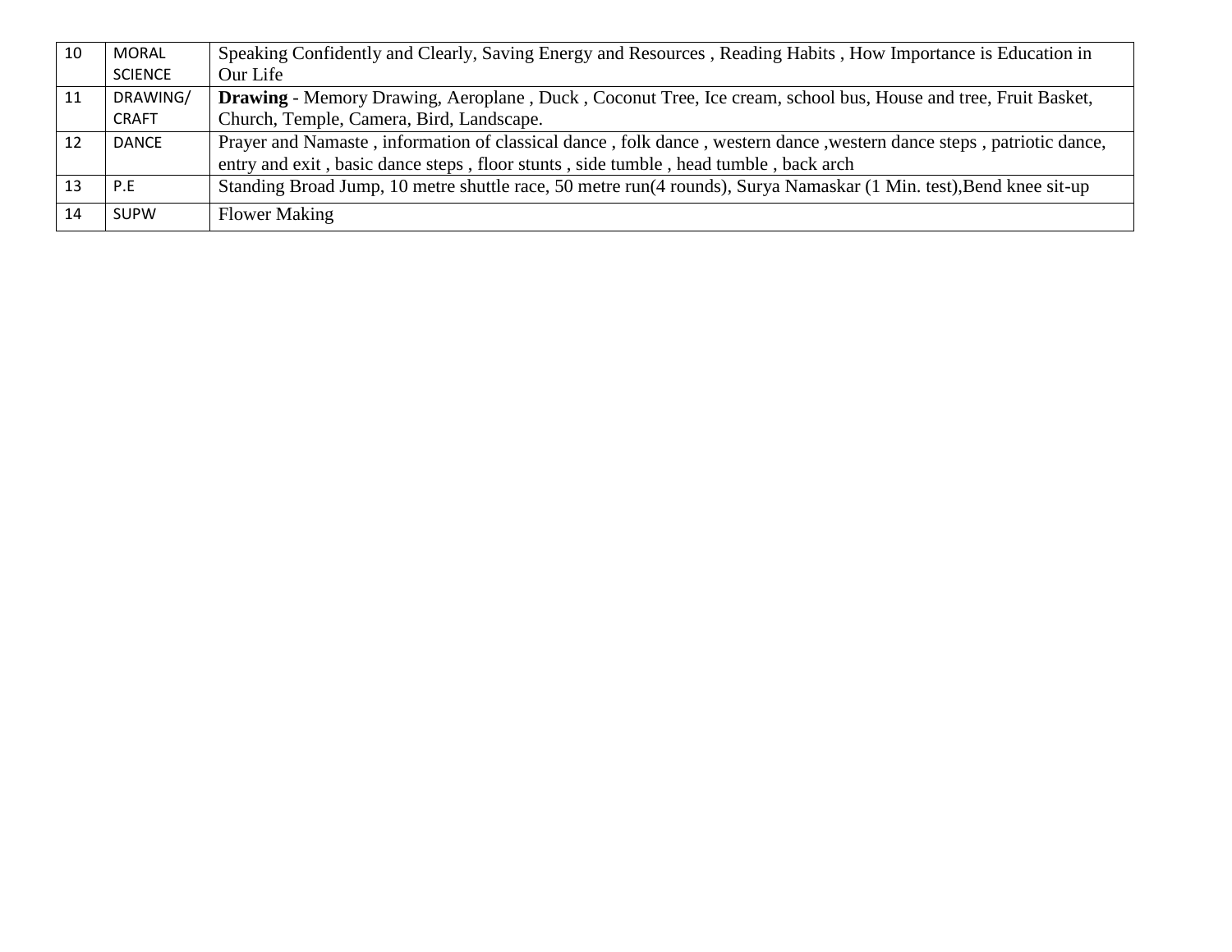| | | |
|---|---|---|
| 10 | MORAL SCIENCE | Speaking Confidently and Clearly, Saving Energy and Resources , Reading Habits , How Importance is Education in Our Life |
| 11 | DRAWING/ CRAFT | **Drawing** - Memory Drawing, Aeroplane , Duck , Coconut Tree, Ice cream, school bus, House and tree, Fruit Basket, Church, Temple, Camera, Bird, Landscape. |
| 12 | DANCE | Prayer and Namaste , information of classical dance , folk dance , western dance ,western dance steps , patriotic dance, entry and exit , basic dance steps , floor stunts , side tumble , head tumble , back arch |
| 13 | P.E | Standing Broad Jump, 10 metre shuttle race, 50 metre run(4 rounds), Surya Namaskar (1 Min. test),Bend knee sit-up |
| 14 | SUPW | Flower Making |